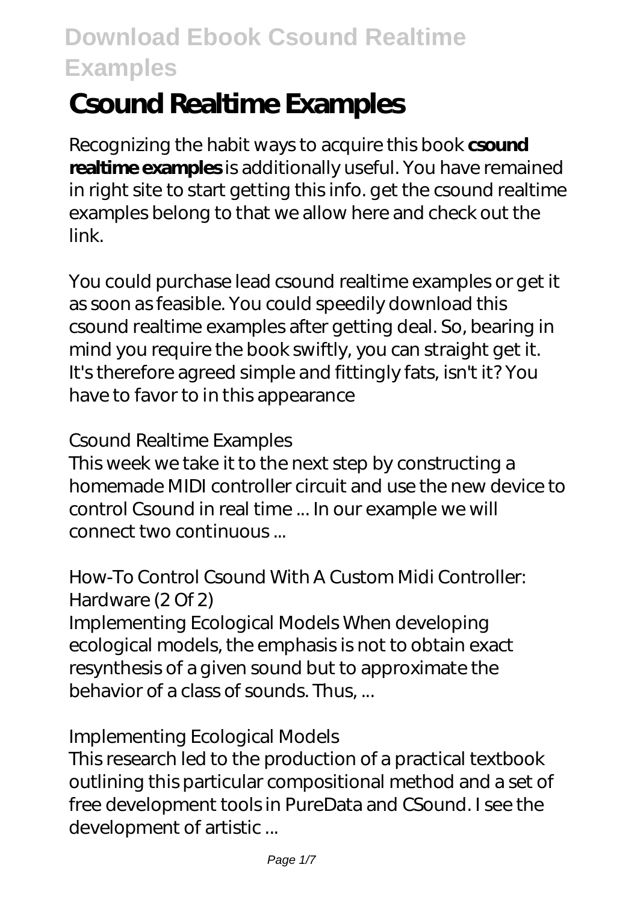# Csound Realtime Examples

Recognizing the habit ways to acquire this book **csound realtime examples** is additionally useful. You have remained in right site to start getting this info. get the csound realtime examples belong to that we allow here and check out the link.

You could purchase lead csound realtime examples or get it as soon as feasible. You could speedily download this csound realtime examples after getting deal. So, bearing in mind you require the book swiftly, you can straight get it. It's therefore agreed simple and fittingly fats, isn't it? You have to favor to in this appearance

### Csound Realtime Examples

This week we take it to the next step by constructing a homemade MIDI controller circuit and use the new device to control Csound in real time ... In our example we will connect two continuous ...

### How-To Control Csound With A Custom Midi Controller: Hardware (2 Of 2)

Implementing Ecological Models When developing ecological models, the emphasis is not to obtain exact resynthesis of a given sound but to approximate the behavior of a class of sounds. Thus, ...

### Implementing Ecological Models

This research led to the production of a practical textbook outlining this particular compositional method and a set of free development tools in PureData and CSound. I see the development of artistic ...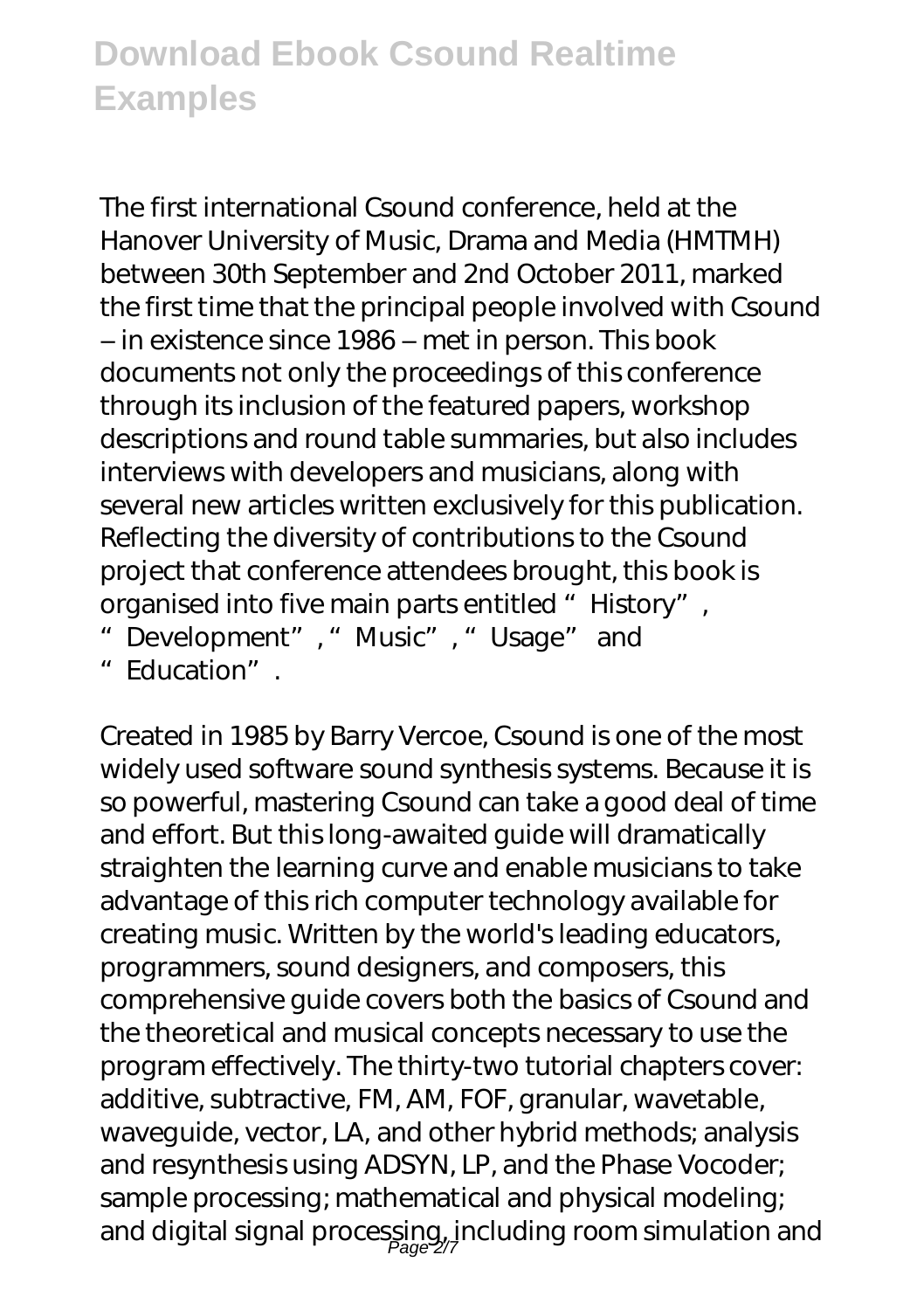The first international Csound conference, held at the Hanover University of Music, Drama and Media (HMTMH) between 30th September and 2nd October 2011, marked the first time that the principal people involved with Csound – in existence since 1986 – met in person. This book documents not only the proceedings of this conference through its inclusion of the featured papers, workshop descriptions and round table summaries, but also includes interviews with developers and musicians, along with several new articles written exclusively for this publication. Reflecting the diversity of contributions to the Csound project that conference attendees brought, this book is organised into five main parts entitled "History", "Development", "Music", "Usage" and "Education".

Created in 1985 by Barry Vercoe, Csound is one of the most widely used software sound synthesis systems. Because it is so powerful, mastering Csound can take a good deal of time and effort. But this long-awaited guide will dramatically straighten the learning curve and enable musicians to take advantage of this rich computer technology available for creating music. Written by the world's leading educators, programmers, sound designers, and composers, this comprehensive guide covers both the basics of Csound and the theoretical and musical concepts necessary to use the program effectively. The thirty-two tutorial chapters cover: additive, subtractive, FM, AM, FOF, granular, wavetable, waveguide, vector, LA, and other hybrid methods; analysis and resynthesis using ADSYN, LP, and the Phase Vocoder; sample processing; mathematical and physical modeling; and digital signal processing, including room simulation and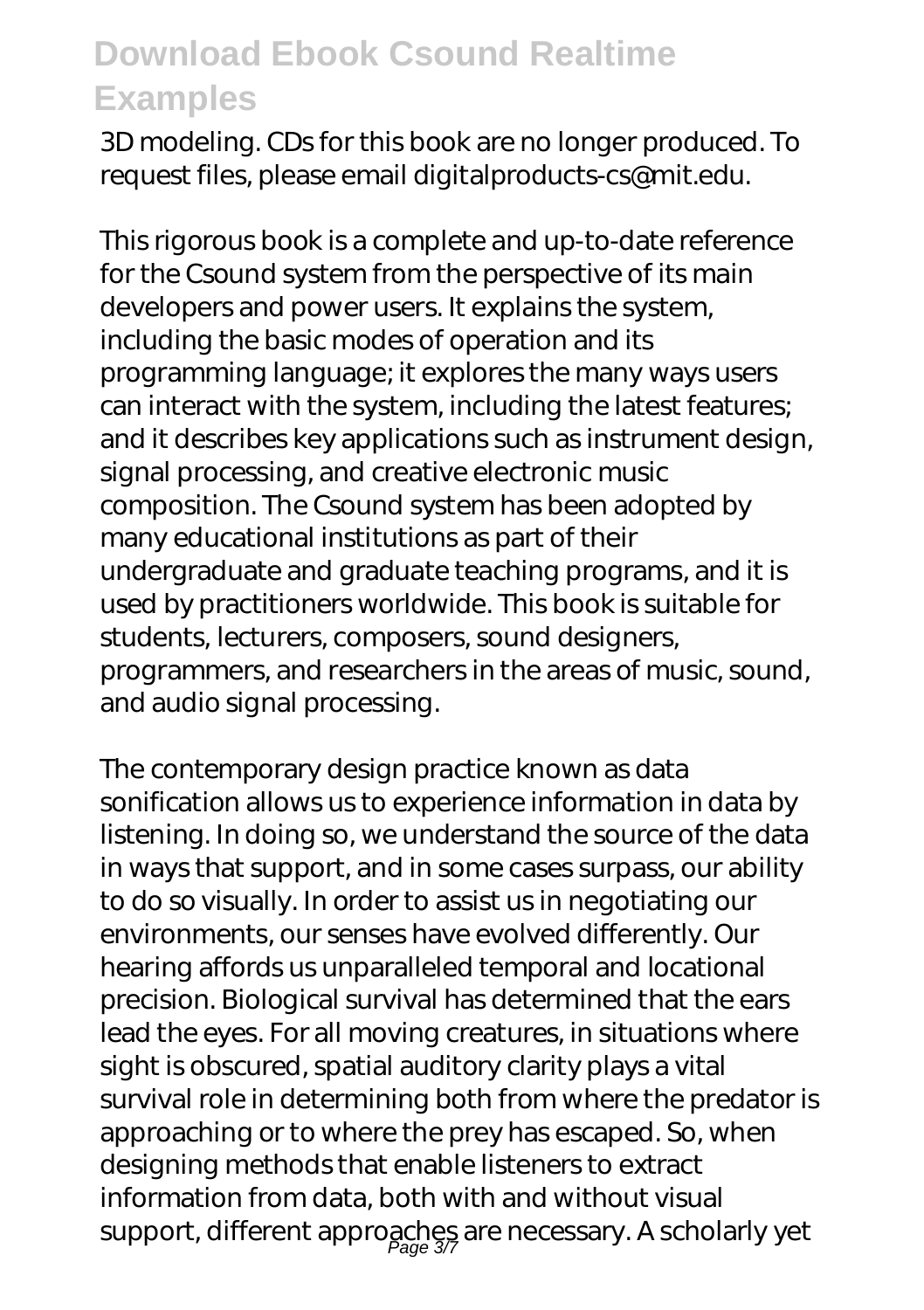3D modeling. CDs for this book are no longer produced. To request files, please email digitalproducts-cs@mit.edu.

This rigorous book is a complete and up-to-date reference for the Csound system from the perspective of its main developers and power users. It explains the system, including the basic modes of operation and its programming language; it explores the many ways users can interact with the system, including the latest features; and it describes key applications such as instrument design, signal processing, and creative electronic music composition. The Csound system has been adopted by many educational institutions as part of their undergraduate and graduate teaching programs, and it is used by practitioners worldwide. This book is suitable for students, lecturers, composers, sound designers, programmers, and researchers in the areas of music, sound, and audio signal processing.

The contemporary design practice known as data sonification allows us to experience information in data by listening. In doing so, we understand the source of the data in ways that support, and in some cases surpass, our ability to do so visually. In order to assist us in negotiating our environments, our senses have evolved differently. Our hearing affords us unparalleled temporal and locational precision. Biological survival has determined that the ears lead the eyes. For all moving creatures, in situations where sight is obscured, spatial auditory clarity plays a vital survival role in determining both from where the predator is approaching or to where the prey has escaped. So, when designing methods that enable listeners to extract information from data, both with and without visual support, different approaches are necessary. A scholarly yet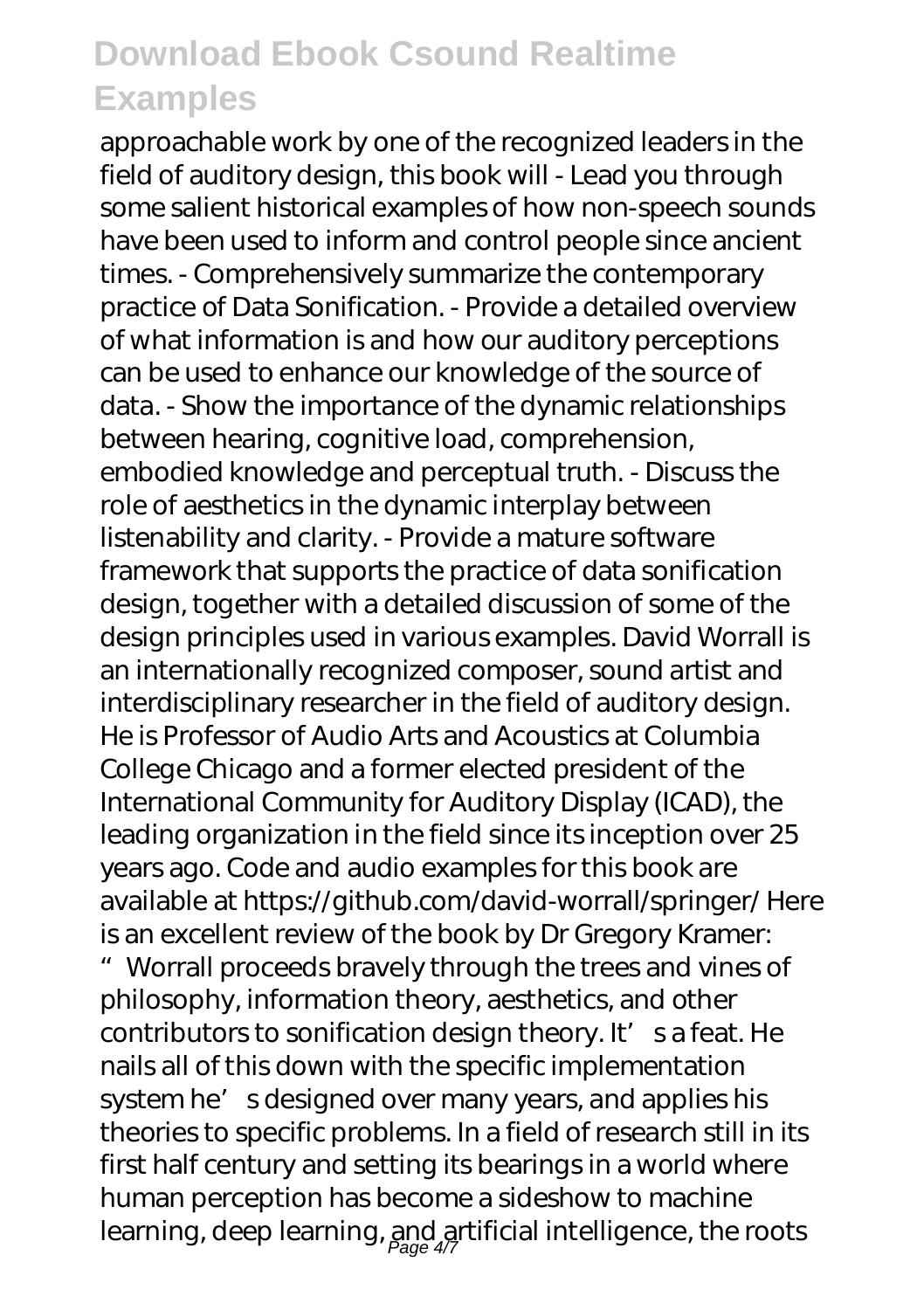approachable work by one of the recognized leaders in the field of auditory design, this book will - Lead you through some salient historical examples of how non-speech sounds have been used to inform and control people since ancient times. - Comprehensively summarize the contemporary practice of Data Sonification. - Provide a detailed overview of what information is and how our auditory perceptions can be used to enhance our knowledge of the source of data. - Show the importance of the dynamic relationships between hearing, cognitive load, comprehension, embodied knowledge and perceptual truth. - Discuss the role of aesthetics in the dynamic interplay between listenability and clarity. - Provide a mature software framework that supports the practice of data sonification design, together with a detailed discussion of some of the design principles used in various examples. David Worrall is an internationally recognized composer, sound artist and interdisciplinary researcher in the field of auditory design. He is Professor of Audio Arts and Acoustics at Columbia College Chicago and a former elected president of the International Community for Auditory Display (ICAD), the leading organization in the field since its inception over 25 years ago. Code and audio examples for this book are available at https://github.com/david-worrall/springer/ Here is an excellent review of the book by Dr Gregory Kramer: "Worrall proceeds bravely through the trees and vines of philosophy, information theory, aesthetics, and other contributors to sonification design theory. It's a feat. He nails all of this down with the specific implementation system he's designed over many years, and applies his theories to specific problems. In a field of research still in its first half century and setting its bearings in a world where human perception has become a sideshow to machine learning, deep learning, and artificial intelligence, the roots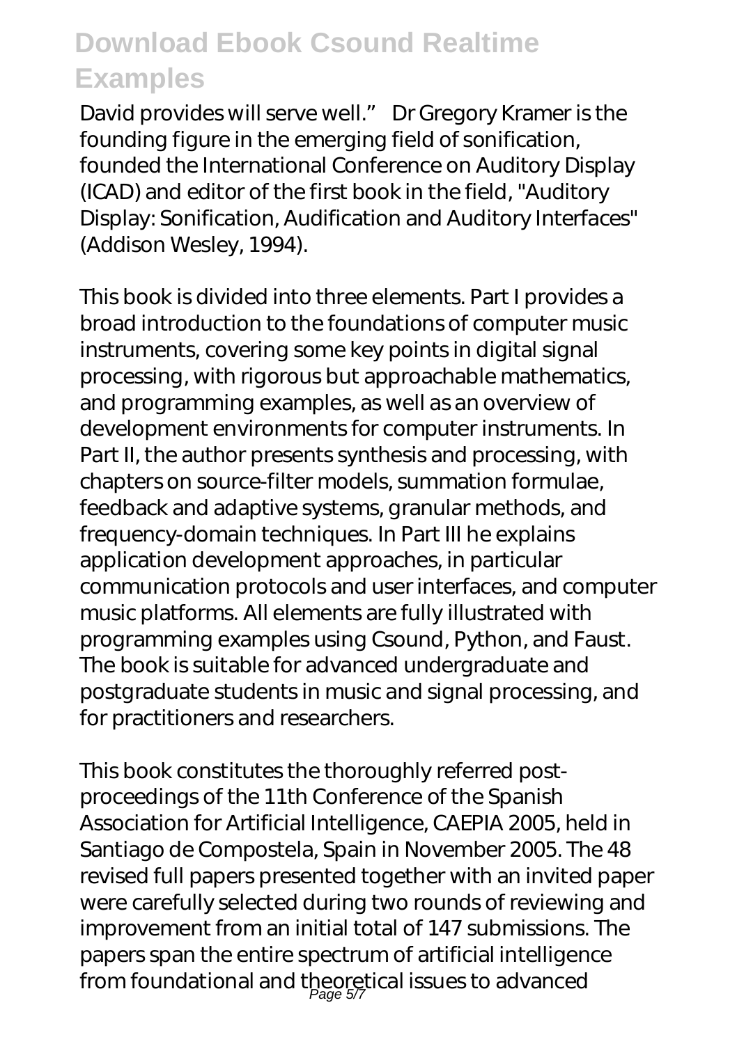David provides will serve well." Dr Gregory Kramer is the founding figure in the emerging field of sonification, founded the International Conference on Auditory Display (ICAD) and editor of the first book in the field, "Auditory Display: Sonification, Audification and Auditory Interfaces" (Addison Wesley, 1994).

This book is divided into three elements. Part I provides a broad introduction to the foundations of computer music instruments, covering some key points in digital signal processing, with rigorous but approachable mathematics, and programming examples, as well as an overview of development environments for computer instruments. In Part II, the author presents synthesis and processing, with chapters on source-filter models, summation formulae, feedback and adaptive systems, granular methods, and frequency-domain techniques. In Part III he explains application development approaches, in particular communication protocols and user interfaces, and computer music platforms. All elements are fully illustrated with programming examples using Csound, Python, and Faust. The book is suitable for advanced undergraduate and postgraduate students in music and signal processing, and for practitioners and researchers.

This book constitutes the thoroughly referred post-proceedings of the 11th Conference of the Spanish Association for Artificial Intelligence, CAEPIA 2005, held in Santiago de Compostela, Spain in November 2005. The 48 revised full papers presented together with an invited paper were carefully selected during two rounds of reviewing and improvement from an initial total of 147 submissions. The papers span the entire spectrum of artificial intelligence from foundational and theoretical issues to advanced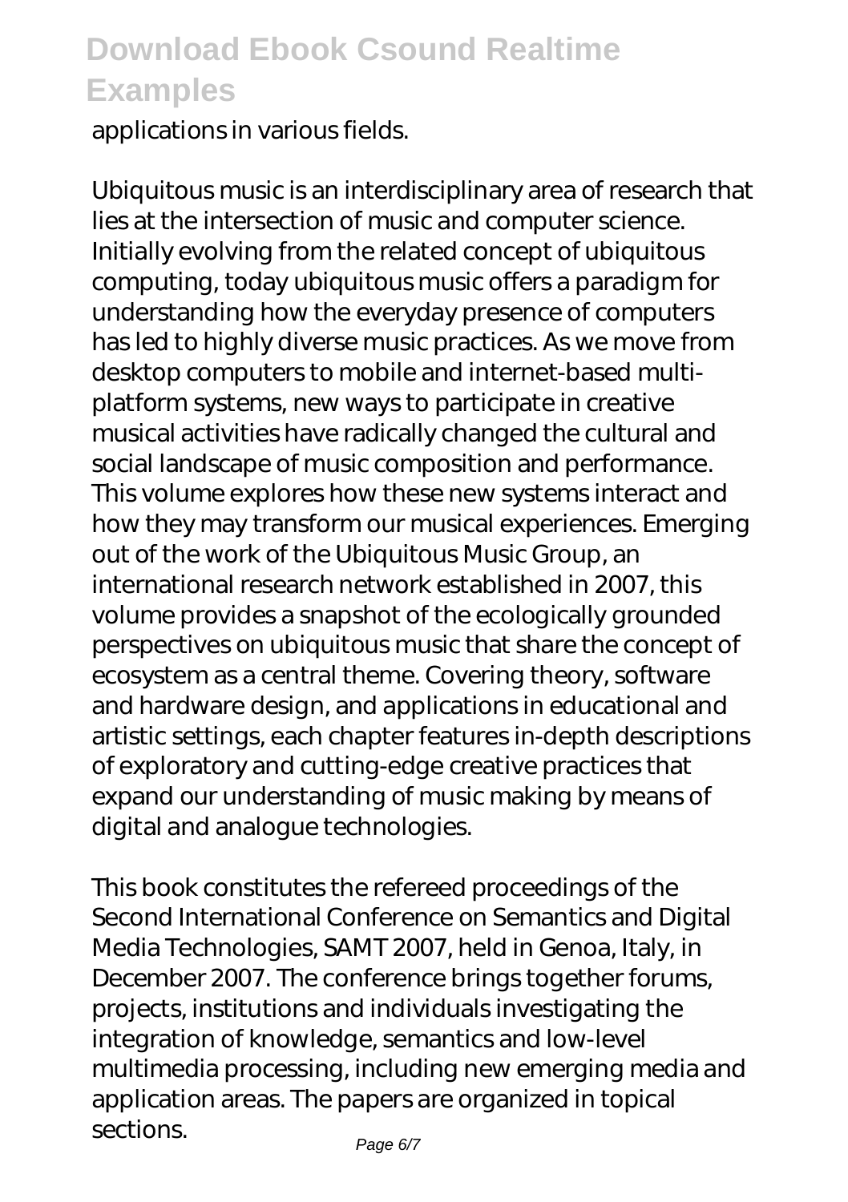applications in various fields.

Ubiquitous music is an interdisciplinary area of research that lies at the intersection of music and computer science. Initially evolving from the related concept of ubiquitous computing, today ubiquitous music offers a paradigm for understanding how the everyday presence of computers has led to highly diverse music practices. As we move from desktop computers to mobile and internet-based multi-platform systems, new ways to participate in creative musical activities have radically changed the cultural and social landscape of music composition and performance. This volume explores how these new systems interact and how they may transform our musical experiences. Emerging out of the work of the Ubiquitous Music Group, an international research network established in 2007, this volume provides a snapshot of the ecologically grounded perspectives on ubiquitous music that share the concept of ecosystem as a central theme. Covering theory, software and hardware design, and applications in educational and artistic settings, each chapter features in-depth descriptions of exploratory and cutting-edge creative practices that expand our understanding of music making by means of digital and analogue technologies.

This book constitutes the refereed proceedings of the Second International Conference on Semantics and Digital Media Technologies, SAMT 2007, held in Genoa, Italy, in December 2007. The conference brings together forums, projects, institutions and individuals investigating the integration of knowledge, semantics and low-level multimedia processing, including new emerging media and application areas. The papers are organized in topical sections.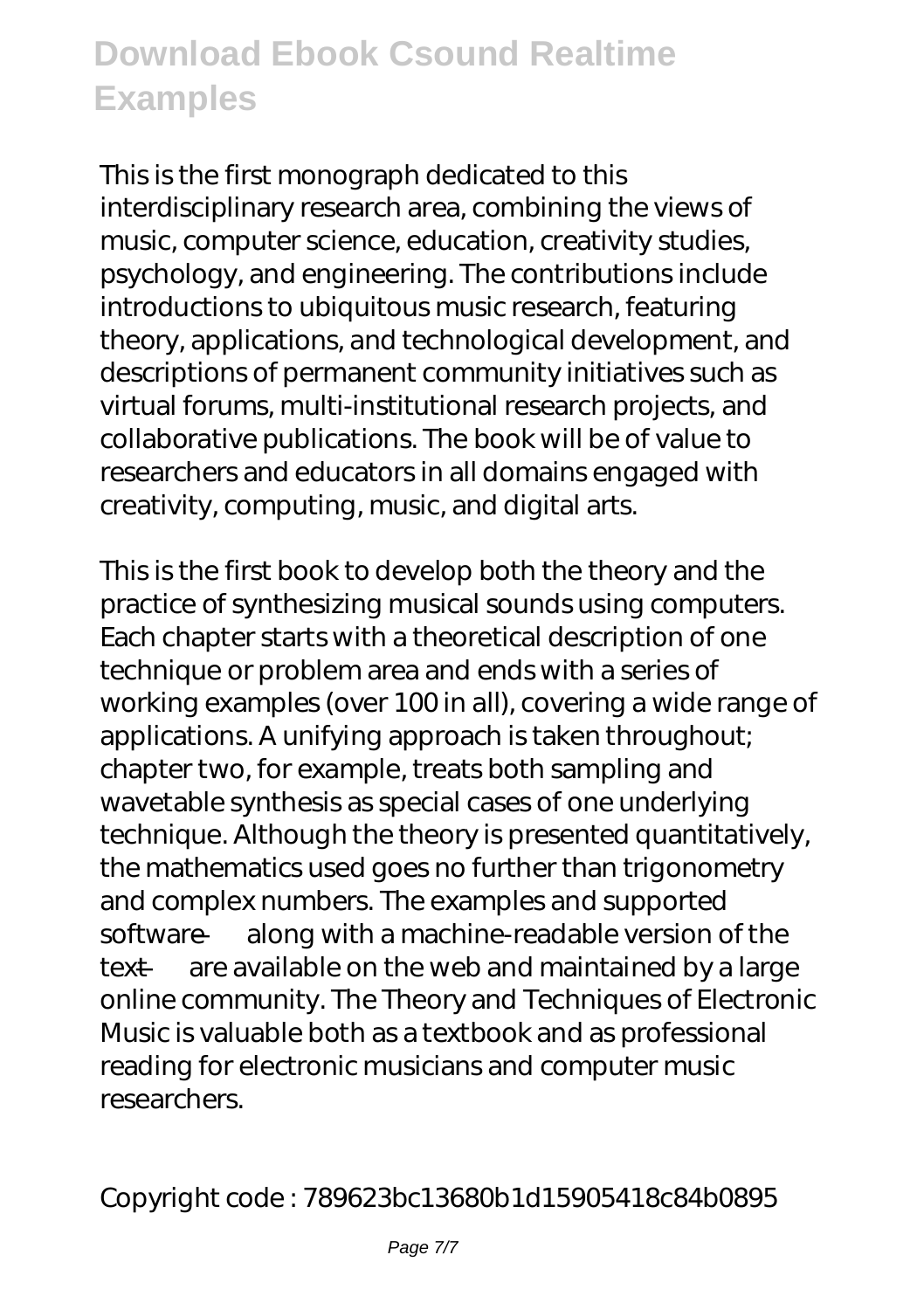This is the first monograph dedicated to this interdisciplinary research area, combining the views of music, computer science, education, creativity studies, psychology, and engineering. The contributions include introductions to ubiquitous music research, featuring theory, applications, and technological development, and descriptions of permanent community initiatives such as virtual forums, multi-institutional research projects, and collaborative publications. The book will be of value to researchers and educators in all domains engaged with creativity, computing, music, and digital arts.

This is the first book to develop both the theory and the practice of synthesizing musical sounds using computers. Each chapter starts with a theoretical description of one technique or problem area and ends with a series of working examples (over 100 in all), covering a wide range of applications. A unifying approach is taken throughout; chapter two, for example, treats both sampling and wavetable synthesis as special cases of one underlying technique. Although the theory is presented quantitatively, the mathematics used goes no further than trigonometry and complex numbers. The examples and supported software — along with a machine-readable version of the text — are available on the web and maintained by a large online community. The Theory and Techniques of Electronic Music is valuable both as a textbook and as professional reading for electronic musicians and computer music researchers.

Copyright code : 789623bc13680b1d15905418c84b0895